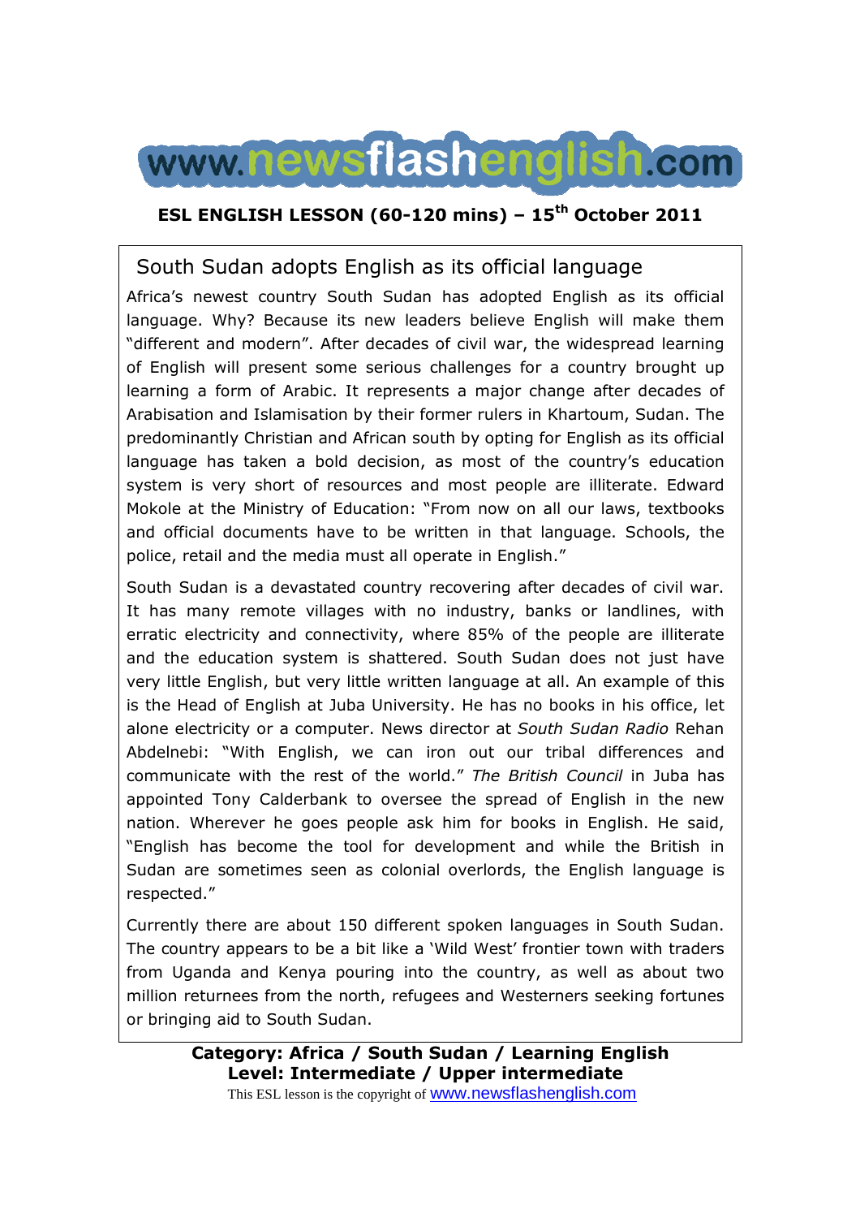# www.newsflashenglish.com

**ESL ENGLISH LESSON (60-120 mins) – 15th October 2011**

## South Sudan adopts English as its official language

Africa's newest country South Sudan has adopted English as its official language. Why? Because its new leaders believe English will make them "different and modern". After decades of civil war, the widespread learning of English will present some serious challenges for a country brought up learning a form of Arabic. It represents a major change after decades of Arabisation and Islamisation by their former rulers in Khartoum, Sudan. The predominantly Christian and African south by opting for English as its official language has taken a bold decision, as most of the country's education system is very short of resources and most people are illiterate. Edward Mokole at the Ministry of Education: "From now on all our laws, textbooks and official documents have to be written in that language. Schools, the police, retail and the media must all operate in English."

South Sudan is a devastated country recovering after decades of civil war. It has many remote villages with no industry, banks or landlines, with erratic electricity and connectivity, where 85% of the people are illiterate and the education system is shattered. South Sudan does not just have very little English, but very little written language at all. An example of this is the Head of English at Juba University. He has no books in his office, let alone electricity or a computer. News director at *South Sudan Radio* Rehan Abdelnebi: "With English, we can iron out our tribal differences and communicate with the rest of the world." *The British Council* in Juba has appointed Tony Calderbank to oversee the spread of English in the new nation. Wherever he goes people ask him for books in English. He said, "English has become the tool for development and while the British in Sudan are sometimes seen as colonial overlords, the English language is respected."

Currently there are about 150 different spoken languages in South Sudan. The country appears to be a bit like a 'Wild West' frontier town with traders from Uganda and Kenya pouring into the country, as well as about two million returnees from the north, refugees and Westerners seeking fortunes or bringing aid to South Sudan.

**Category: Africa / South Sudan / Learning English**
**Level: Intermediate / Upper intermediate**

This ESL lesson is the copyright of www.newsflashenglish.com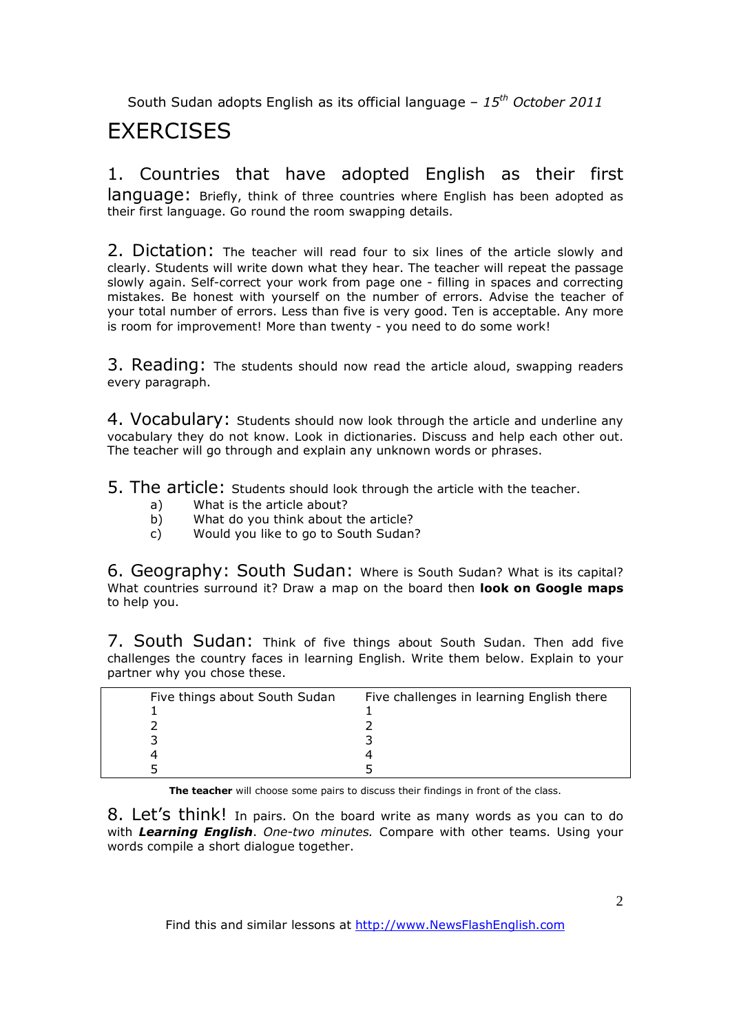# EXERCISES

**1. Countries that have adopted English as their first language:** Briefly, think of three countries where English has been adopted as their first language. Go round the room swapping details.

**2. Dictation:** The teacher will read four to six lines of the article slowly and clearly. Students will write down what they hear. The teacher will repeat the passage slowly again. Self-correct your work from page one - filling in spaces and correcting mistakes. Be honest with yourself on the number of errors. Advise the teacher of your total number of errors. Less than five is very good. Ten is acceptable. Any more is room for improvement! More than twenty - you need to do some work!

**3. Reading:** The students should now read the article aloud, swapping readers every paragraph.

**4. Vocabulary:** Students should now look through the article and underline any vocabulary they do not know. Look in dictionaries. Discuss and help each other out. The teacher will go through and explain any unknown words or phrases.

**5. The article:** Students should look through the article with the teacher.

- a) What is the article about?
- b) What do you think about the article?
- c) Would you like to go to South Sudan?

**6. Geography: South Sudan:** Where is South Sudan? What is its capital? What countries surround it? Draw a map on the board then **look on Google maps** to help you.

**7. South Sudan:** Think of five things about South Sudan. Then add five challenges the country faces in learning English. Write them below. Explain to your partner why you chose these.

| Five things about South Sudan | Five challenges in learning English there |
|---|---|
| 1 | 1 |
| 2 | 2 |
| 3 | 3 |
| 4 | 4 |
| 5 | 5 |

**The teacher** will choose some pairs to discuss their findings in front of the class.

**8. Let's think!** In pairs. On the board write as many words as you can to do with ***Learning English***. *One-two minutes.* Compare with other teams. Using your words compile a short dialogue together.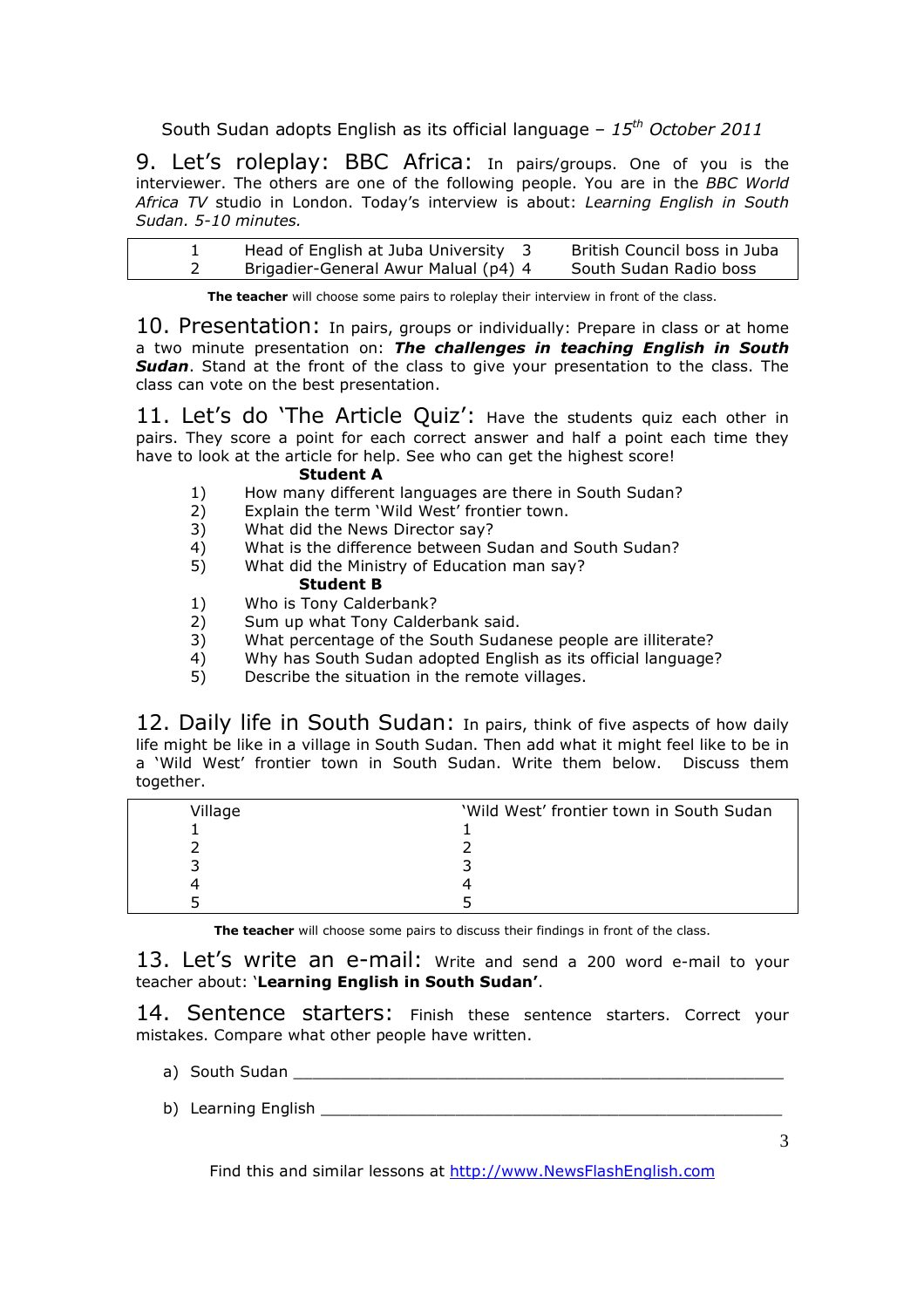South Sudan adopts English as its official language – *15th October 2011*

## 9. Let's roleplay: BBC Africa:

In pairs/groups. One of you is the interviewer. The others are one of the following people. You are in the *BBC World Africa TV* studio in London. Today's interview is about: *Learning English in South Sudan. 5-10 minutes.*

| | | | |
|---|---|---|---|
| 1 | Head of English at Juba University | 3 | British Council boss in Juba |
| 2 | Brigadier-General Awur Malual (p4) | 4 | South Sudan Radio boss |

**The teacher** will choose some pairs to roleplay their interview in front of the class.

## 10. Presentation:

In pairs, groups or individually: Prepare in class or at home a two minute presentation on: ***The challenges in teaching English in South Sudan***. Stand at the front of the class to give your presentation to the class. The class can vote on the best presentation.

## 11. Let's do 'The Article Quiz':

Have the students quiz each other in pairs. They score a point for each correct answer and half a point each time they have to look at the article for help. See who can get the highest score!

**Student A**

1) How many different languages are there in South Sudan?
2) Explain the term 'Wild West' frontier town.
3) What did the News Director say?
4) What is the difference between Sudan and South Sudan?
5) What did the Ministry of Education man say?

**Student B**

1) Who is Tony Calderbank?
2) Sum up what Tony Calderbank said.
3) What percentage of the South Sudanese people are illiterate?
4) Why has South Sudan adopted English as its official language?
5) Describe the situation in the remote villages.

## 12. Daily life in South Sudan:

In pairs, think of five aspects of how daily life might be like in a village in South Sudan. Then add what it might feel like to be in a 'Wild West' frontier town in South Sudan. Write them below. Discuss them together.

| Village | 'Wild West' frontier town in South Sudan |
|---|---|
| 1 | 1 |
| 2 | 2 |
| 3 | 3 |
| 4 | 4 |
| 5 | 5 |

**The teacher** will choose some pairs to discuss their findings in front of the class.

## 13. Let's write an e-mail:

Write and send a 200 word e-mail to your teacher about: '**Learning English in South Sudan'**.

## 14. Sentence starters:

Finish these sentence starters. Correct your mistakes. Compare what other people have written.

a) South Sudan ____________________________________________________

b) Learning English ________________________________________________

Find this and similar lessons at http://www.NewsFlashEnglish.com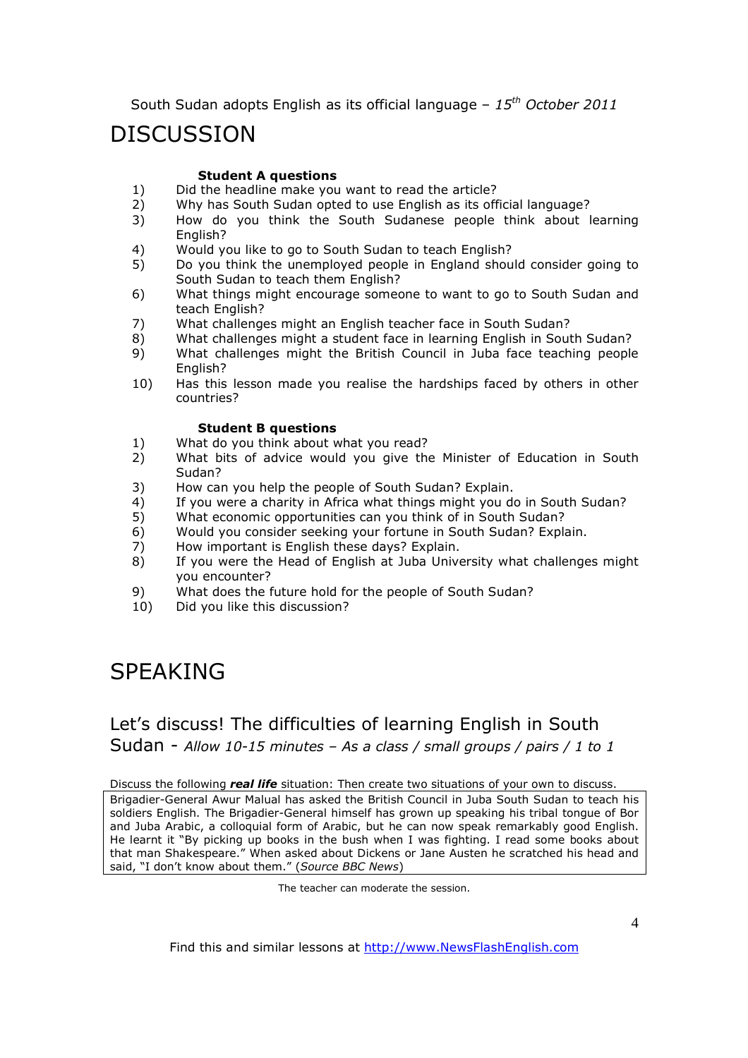South Sudan adopts English as its official language – *15th October 2011*

# DISCUSSION

### Student A questions

1) Did the headline make you want to read the article?
2) Why has South Sudan opted to use English as its official language?
3) How do you think the South Sudanese people think about learning English?
4) Would you like to go to South Sudan to teach English?
5) Do you think the unemployed people in England should consider going to South Sudan to teach them English?
6) What things might encourage someone to want to go to South Sudan and teach English?
7) What challenges might an English teacher face in South Sudan?
8) What challenges might a student face in learning English in South Sudan?
9) What challenges might the British Council in Juba face teaching people English?
10) Has this lesson made you realise the hardships faced by others in other countries?

### Student B questions

1) What do you think about what you read?
2) What bits of advice would you give the Minister of Education in South Sudan?
3) How can you help the people of South Sudan? Explain.
4) If you were a charity in Africa what things might you do in South Sudan?
5) What economic opportunities can you think of in South Sudan?
6) Would you consider seeking your fortune in South Sudan? Explain.
7) How important is English these days? Explain.
8) If you were the Head of English at Juba University what challenges might you encounter?
9) What does the future hold for the people of South Sudan?
10) Did you like this discussion?

# SPEAKING

## Let's discuss! The difficulties of learning English in South Sudan - *Allow 10-15 minutes – As a class / small groups / pairs / 1 to 1*

Discuss the following ***real life*** situation: Then create two situations of your own to discuss.

Brigadier-General Awur Malual has asked the British Council in Juba South Sudan to teach his soldiers English. The Brigadier-General himself has grown up speaking his tribal tongue of Bor and Juba Arabic, a colloquial form of Arabic, but he can now speak remarkably good English. He learnt it "By picking up books in the bush when I was fighting. I read some books about that man Shakespeare." When asked about Dickens or Jane Austen he scratched his head and said, "I don't know about them." (*Source BBC News*)

The teacher can moderate the session.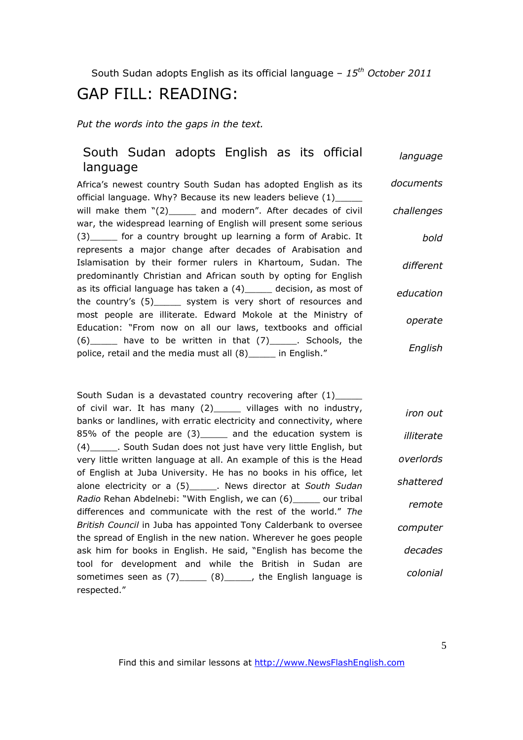South Sudan adopts English as its official language – *15th October 2011*

# GAP FILL: READING:

*Put the words into the gaps in the text.*

## South Sudan adopts English as its official language

Africa's newest country South Sudan has adopted English as its official language. Why? Because its new leaders believe (1)_____ will make them "(2)_____ and modern". After decades of civil war, the widespread learning of English will present some serious (3)_____ for a country brought up learning a form of Arabic. It represents a major change after decades of Arabisation and Islamisation by their former rulers in Khartoum, Sudan. The predominantly Christian and African south by opting for English as its official language has taken a (4)_____ decision, as most of the country's (5)_____ system is very short of resources and most people are illiterate. Edward Mokole at the Ministry of Education: "From now on all our laws, textbooks and official (6)_____ have to be written in that (7)_____. Schools, the police, retail and the media must all (8)_____ in English."

*language*

*documents*

*challenges*

*bold*

*different*

*education*

*operate*

*English*

South Sudan is a devastated country recovering after (1)_____ of civil war. It has many (2)_____ villages with no industry, banks or landlines, with erratic electricity and connectivity, where 85% of the people are (3)_____ and the education system is (4)_____. South Sudan does not just have very little English, but very little written language at all. An example of this is the Head of English at Juba University. He has no books in his office, let alone electricity or a (5)_____. News director at *South Sudan Radio* Rehan Abdelnebi: "With English, we can (6)_____ our tribal differences and communicate with the rest of the world." *The British Council* in Juba has appointed Tony Calderbank to oversee the spread of English in the new nation. Wherever he goes people ask him for books in English. He said, "English has become the tool for development and while the British in Sudan are sometimes seen as (7)_____ (8)_____, the English language is respected."

*iron out*

*illiterate*

*overlords*

*shattered*

*remote*

*computer*

*decades*

*colonial*

Find this and similar lessons at http://www.NewsFlashEnglish.com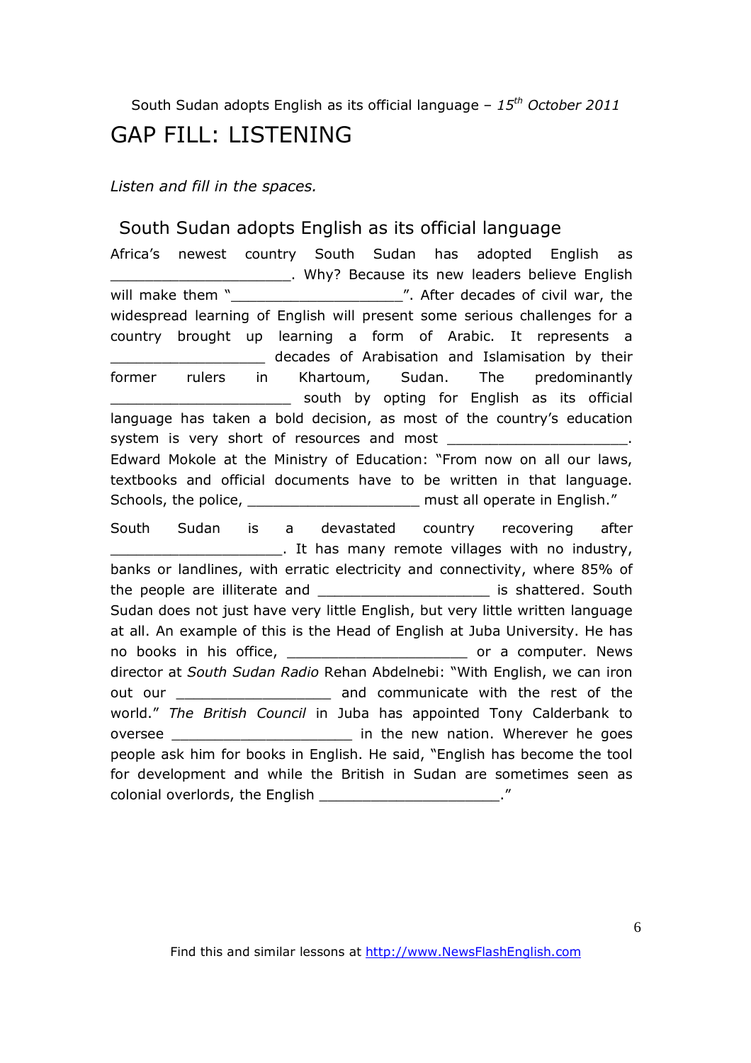South Sudan adopts English as its official language – *15th October 2011*

# GAP FILL: LISTENING

*Listen and fill in the spaces.*

## South Sudan adopts English as its official language

Africa's newest country South Sudan has adopted English as _____________________. Why? Because its new leaders believe English will make them "____________________". After decades of civil war, the widespread learning of English will present some serious challenges for a country brought up learning a form of Arabic. It represents a __________________ decades of Arabisation and Islamisation by their former rulers in Khartoum, Sudan. The predominantly _____________________ south by opting for English as its official language has taken a bold decision, as most of the country's education system is very short of resources and most ____________________. Edward Mokole at the Ministry of Education: "From now on all our laws, textbooks and official documents have to be written in that language. Schools, the police, ____________________ must all operate in English."

South Sudan is a devastated country recovering after ____________________. It has many remote villages with no industry, banks or landlines, with erratic electricity and connectivity, where 85% of the people are illiterate and ____________________ is shattered. South Sudan does not just have very little English, but very little written language at all. An example of this is the Head of English at Juba University. He has no books in his office, _____________________ or a computer. News director at *South Sudan Radio* Rehan Abdelnebi: "With English, we can iron out our __________________ and communicate with the rest of the world." *The British Council* in Juba has appointed Tony Calderbank to oversee ______________________ in the new nation. Wherever he goes people ask him for books in English. He said, "English has become the tool for development and while the British in Sudan are sometimes seen as colonial overlords, the English _____________________."

Find this and similar lessons at http://www.NewsFlashEnglish.com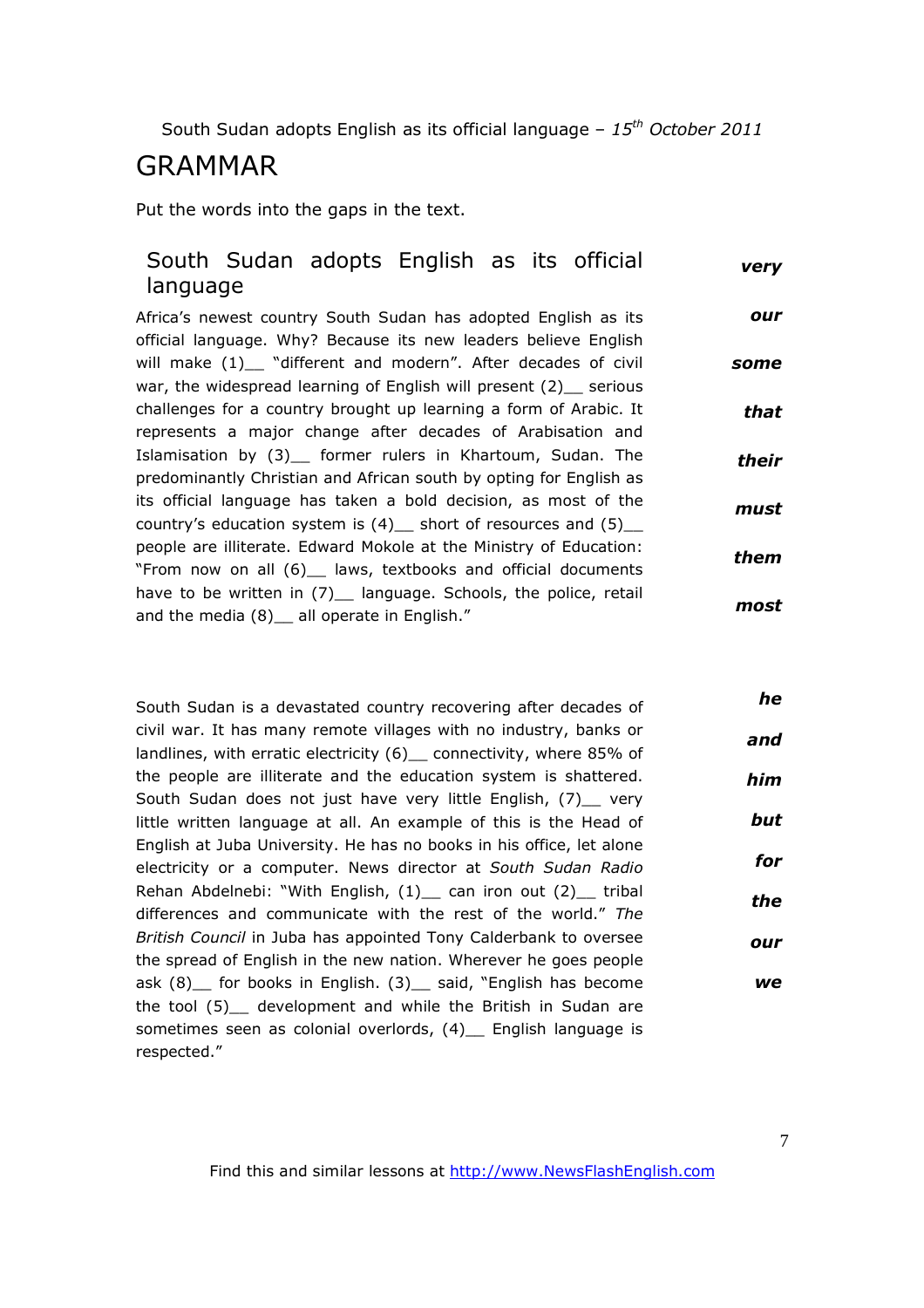South Sudan adopts English as its official language – *15th October 2011*

# GRAMMAR

Put the words into the gaps in the text.

## South Sudan adopts English as its official language

Africa's newest country South Sudan has adopted English as its official language. Why? Because its new leaders believe English will make (1)__ "different and modern". After decades of civil war, the widespread learning of English will present (2)__ serious challenges for a country brought up learning a form of Arabic. It represents a major change after decades of Arabisation and Islamisation by (3)__ former rulers in Khartoum, Sudan. The predominantly Christian and African south by opting for English as its official language has taken a bold decision, as most of the country's education system is (4)__ short of resources and (5)__ people are illiterate. Edward Mokole at the Ministry of Education: "From now on all (6)__ laws, textbooks and official documents have to be written in (7)__ language. Schools, the police, retail and the media (8)__ all operate in English."

***very***

***our***

***some***

***that***

***their***

***must***

***them***

***most***

South Sudan is a devastated country recovering after decades of civil war. It has many remote villages with no industry, banks or landlines, with erratic electricity (6)__ connectivity, where 85% of the people are illiterate and the education system is shattered. South Sudan does not just have very little English, (7)__ very little written language at all. An example of this is the Head of English at Juba University. He has no books in his office, let alone electricity or a computer. News director at *South Sudan Radio* Rehan Abdelnebi: "With English, (1)__ can iron out (2)__ tribal differences and communicate with the rest of the world." *The British Council* in Juba has appointed Tony Calderbank to oversee the spread of English in the new nation. Wherever he goes people ask (8)__ for books in English. (3)__ said, "English has become the tool (5)__ development and while the British in Sudan are sometimes seen as colonial overlords, (4)__ English language is respected."

***he***

***and***

***him***

***but***

***for***

***the***

***our***

***we***

Find this and similar lessons at http://www.NewsFlashEnglish.com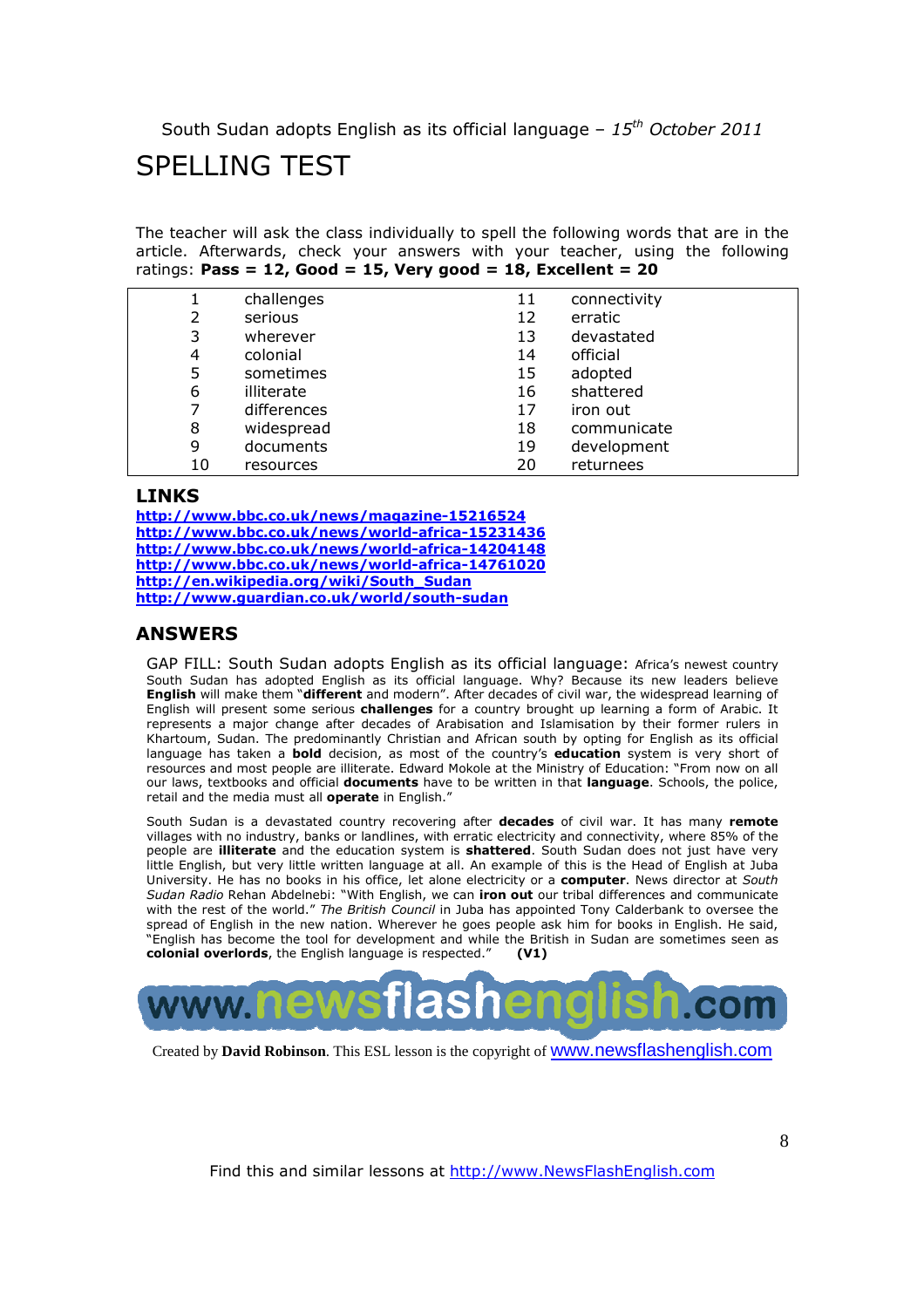South Sudan adopts English as its official language – *15th October 2011*

# SPELLING TEST

The teacher will ask the class individually to spell the following words that are in the article. Afterwards, check your answers with your teacher, using the following ratings: **Pass = 12, Good = 15, Very good = 18, Excellent = 20**

| | | | |
|---|---|---|---|
| 1 | challenges | 11 | connectivity |
| 2 | serious | 12 | erratic |
| 3 | wherever | 13 | devastated |
| 4 | colonial | 14 | official |
| 5 | sometimes | 15 | adopted |
| 6 | illiterate | 16 | shattered |
| 7 | differences | 17 | iron out |
| 8 | widespread | 18 | communicate |
| 9 | documents | 19 | development |
| 10 | resources | 20 | returnees |

## LINKS

**http://www.bbc.co.uk/news/magazine-15216524**
**http://www.bbc.co.uk/news/world-africa-15231436**
**http://www.bbc.co.uk/news/world-africa-14204148**
**http://www.bbc.co.uk/news/world-africa-14761020**
**http://en.wikipedia.org/wiki/South_Sudan**
**http://www.guardian.co.uk/world/south-sudan**

## ANSWERS

GAP FILL: South Sudan adopts English as its official language: Africa's newest country South Sudan has adopted English as its official language. Why? Because its new leaders believe **English** will make them "**different** and modern". After decades of civil war, the widespread learning of English will present some serious **challenges** for a country brought up learning a form of Arabic. It represents a major change after decades of Arabisation and Islamisation by their former rulers in Khartoum, Sudan. The predominantly Christian and African south by opting for English as its official language has taken a **bold** decision, as most of the country's **education** system is very short of resources and most people are illiterate. Edward Mokole at the Ministry of Education: "From now on all our laws, textbooks and official **documents** have to be written in that **language**. Schools, the police, retail and the media must all **operate** in English."

South Sudan is a devastated country recovering after **decades** of civil war. It has many **remote** villages with no industry, banks or landlines, with erratic electricity and connectivity, where 85% of the people are **illiterate** and the education system is **shattered**. South Sudan does not just have very little English, but very little written language at all. An example of this is the Head of English at Juba University. He has no books in his office, let alone electricity or a **computer**. News director at *South Sudan Radio* Rehan Abdelnebi: "With English, we can **iron out** our tribal differences and communicate with the rest of the world." *The British Council* in Juba has appointed Tony Calderbank to oversee the spread of English in the new nation. Wherever he goes people ask him for books in English. He said, "English has become the tool for development and while the British in Sudan are sometimes seen as **colonial overlords**, the English language is respected." **(V1)**

www.newsflashenglish.com

Created by **David Robinson**. This ESL lesson is the copyright of www.newsflashenglish.com

Find this and similar lessons at http://www.NewsFlashEnglish.com